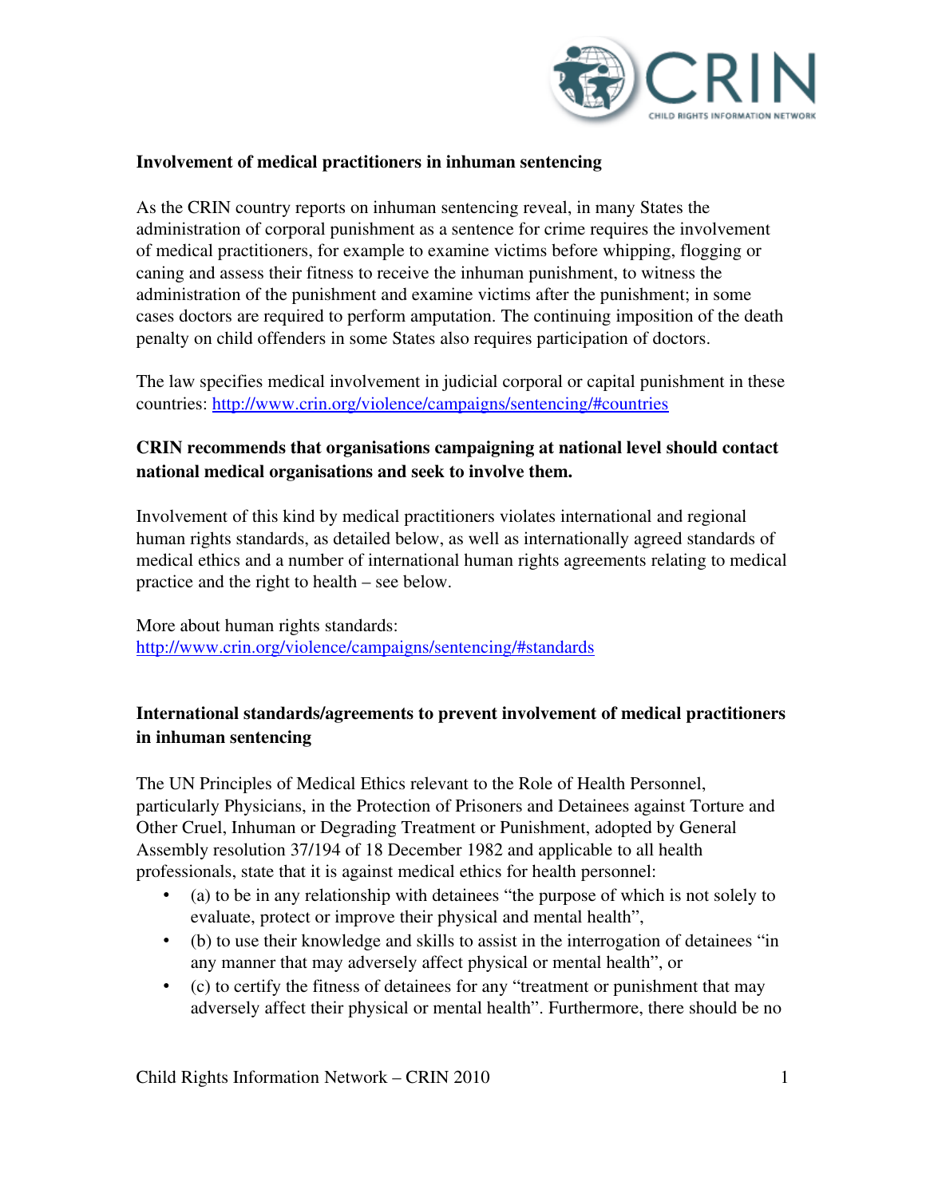**Involvement of medical practitioners in inhuman sentencing**

As the CRIN country reports on inhuman sentencing reveal, in many States the administration of corporal punishment as a sentence for crime requires the involvement of medical practitioners, for example to examine victims before whipping, flogging or caning and assess their fitness to receive the inhuman punishment, to witness the administration of the punishment and examine victims after the punishment; in some cases doctors are required to perform amputation. The continuing imposition of the death penalty on child offenders in some States also requires participation of doctors.

The law specifies medical involvement in judicial corporal or capital punishment in these countries: http://www.crin.org/violence/campaigns/sentencing/#countries

**CRIN recommends that organisations campaigning at national level should contact national medical organisations and seek to involve them.**

Involvement of this kind by medical practitioners violates international and regional human rights standards, as detailed below, as well as internationally agreed standards of medical ethics and a number of international human rights agreements relating to medical practice and the right to health – see below.

More about human rights standards:
http://www.crin.org/violence/campaigns/sentencing/#standards

**International standards/agreements to prevent involvement of medical practitioners in inhuman sentencing**

The UN Principles of Medical Ethics relevant to the Role of Health Personnel, particularly Physicians, in the Protection of Prisoners and Detainees against Torture and Other Cruel, Inhuman or Degrading Treatment or Punishment, adopted by General Assembly resolution 37/194 of 18 December 1982 and applicable to all health professionals, state that it is against medical ethics for health personnel:

- (a) to be in any relationship with detainees "the purpose of which is not solely to evaluate, protect or improve their physical and mental health",
- (b) to use their knowledge and skills to assist in the interrogation of detainees "in any manner that may adversely affect physical or mental health", or
- (c) to certify the fitness of detainees for any "treatment or punishment that may adversely affect their physical or mental health". Furthermore, there should be no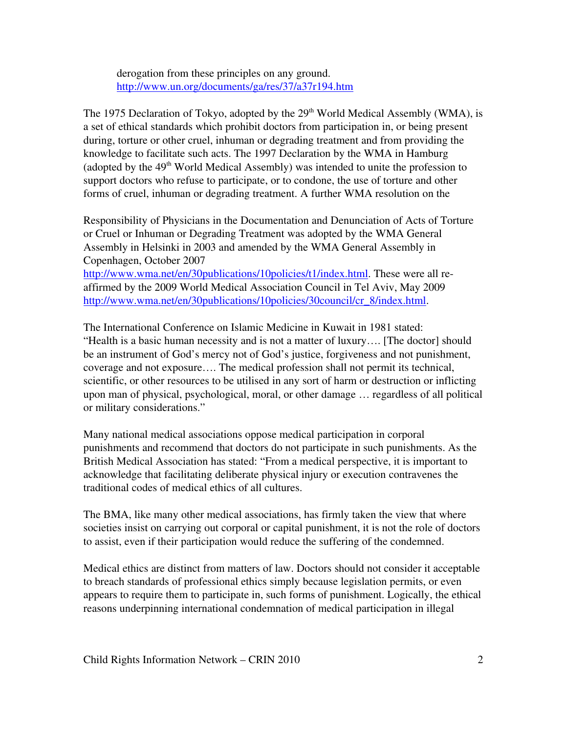derogation from these principles on any ground. http://www.un.org/documents/ga/res/37/a37r194.htm

The 1975 Declaration of Tokyo, adopted by the 29th World Medical Assembly (WMA), is a set of ethical standards which prohibit doctors from participation in, or being present during, torture or other cruel, inhuman or degrading treatment and from providing the knowledge to facilitate such acts. The 1997 Declaration by the WMA in Hamburg (adopted by the 49th World Medical Assembly) was intended to unite the profession to support doctors who refuse to participate, or to condone, the use of torture and other forms of cruel, inhuman or degrading treatment. A further WMA resolution on the

Responsibility of Physicians in the Documentation and Denunciation of Acts of Torture or Cruel or Inhuman or Degrading Treatment was adopted by the WMA General Assembly in Helsinki in 2003 and amended by the WMA General Assembly in Copenhagen, October 2007 http://www.wma.net/en/30publications/10policies/t1/index.html. These were all re-affirmed by the 2009 World Medical Association Council in Tel Aviv, May 2009 http://www.wma.net/en/30publications/10policies/30council/cr_8/index.html.

The International Conference on Islamic Medicine in Kuwait in 1981 stated: "Health is a basic human necessity and is not a matter of luxury…. [The doctor] should be an instrument of God's mercy not of God's justice, forgiveness and not punishment, coverage and not exposure…. The medical profession shall not permit its technical, scientific, or other resources to be utilised in any sort of harm or destruction or inflicting upon man of physical, psychological, moral, or other damage … regardless of all political or military considerations."

Many national medical associations oppose medical participation in corporal punishments and recommend that doctors do not participate in such punishments. As the British Medical Association has stated: "From a medical perspective, it is important to acknowledge that facilitating deliberate physical injury or execution contravenes the traditional codes of medical ethics of all cultures.

The BMA, like many other medical associations, has firmly taken the view that where societies insist on carrying out corporal or capital punishment, it is not the role of doctors to assist, even if their participation would reduce the suffering of the condemned.

Medical ethics are distinct from matters of law. Doctors should not consider it acceptable to breach standards of professional ethics simply because legislation permits, or even appears to require them to participate in, such forms of punishment. Logically, the ethical reasons underpinning international condemnation of medical participation in illegal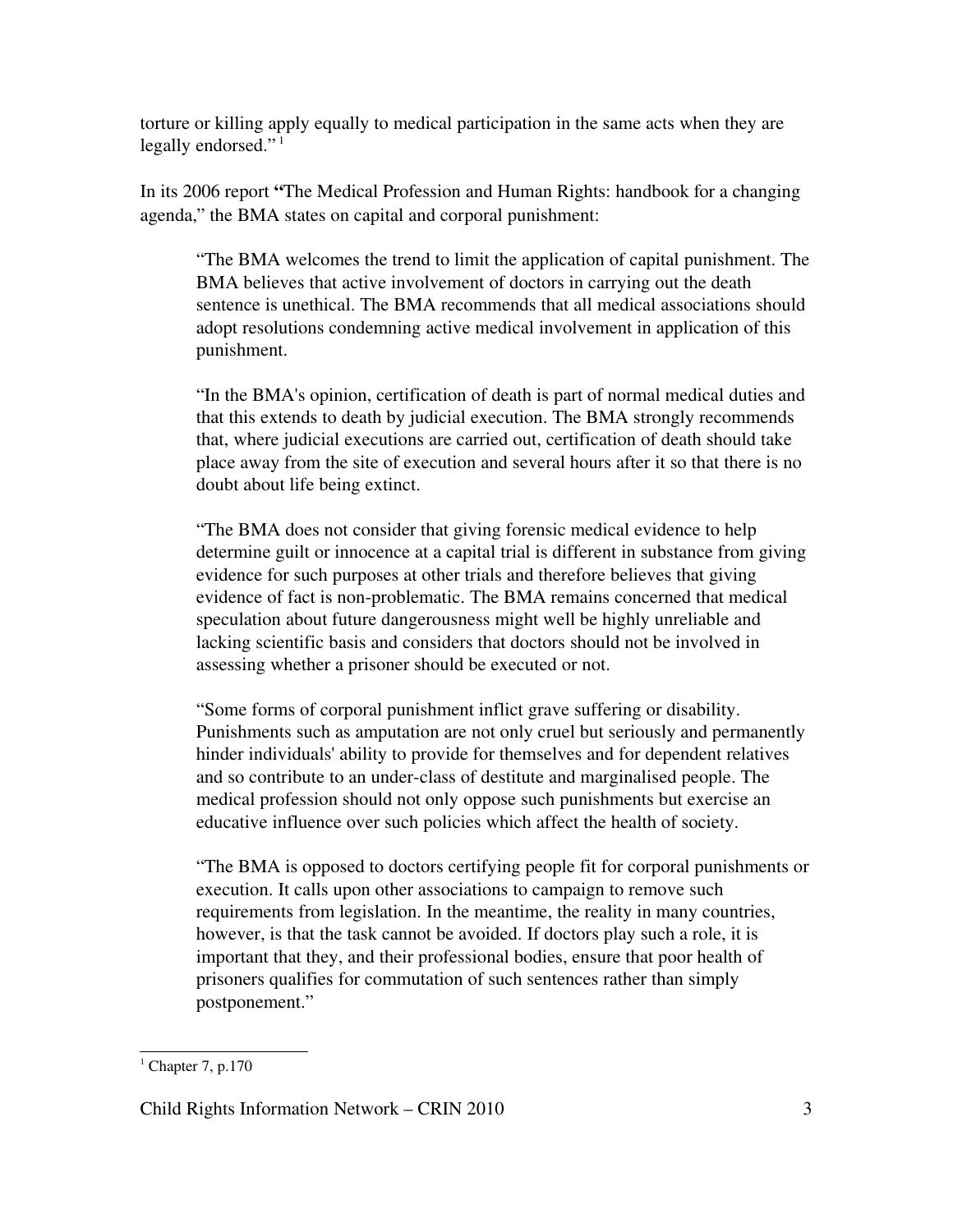torture or killing apply equally to medical participation in the same acts when they are legally endorsed.”[1]

In its 2006 report **“**The Medical Profession and Human Rights: handbook for a changing agenda,” the BMA states on capital and corporal punishment:

> “The BMA welcomes the trend to limit the application of capital punishment. The BMA believes that active involvement of doctors in carrying out the death sentence is unethical. The BMA recommends that all medical associations should adopt resolutions condemning active medical involvement in application of this punishment.
>
> “In the BMA's opinion, certification of death is part of normal medical duties and that this extends to death by judicial execution. The BMA strongly recommends that, where judicial executions are carried out, certification of death should take place away from the site of execution and several hours after it so that there is no doubt about life being extinct.
>
> “The BMA does not consider that giving forensic medical evidence to help determine guilt or innocence at a capital trial is different in substance from giving evidence for such purposes at other trials and therefore believes that giving evidence of fact is non-problematic. The BMA remains concerned that medical speculation about future dangerousness might well be highly unreliable and lacking scientific basis and considers that doctors should not be involved in assessing whether a prisoner should be executed or not.
>
> “Some forms of corporal punishment inflict grave suffering or disability. Punishments such as amputation are not only cruel but seriously and permanently hinder individuals' ability to provide for themselves and for dependent relatives and so contribute to an under-class of destitute and marginalised people. The medical profession should not only oppose such punishments but exercise an educative influence over such policies which affect the health of society.
>
> “The BMA is opposed to doctors certifying people fit for corporal punishments or execution. It calls upon other associations to campaign to remove such requirements from legislation. In the meantime, the reality in many countries, however, is that the task cannot be avoided. If doctors play such a role, it is important that they, and their professional bodies, ensure that poor health of prisoners qualifies for commutation of such sentences rather than simply postponement.”

---

[1] Chapter 7, p.170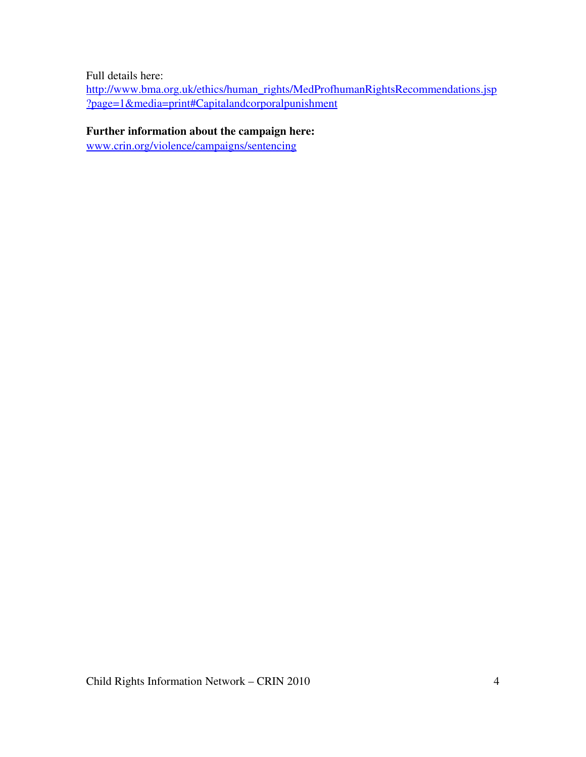Full details here:
http://www.bma.org.uk/ethics/human_rights/MedProfhumanRightsRecommendations.jsp?page=1&media=print#Capitalandcorporalpunishment

**Further information about the campaign here:**
www.crin.org/violence/campaigns/sentencing